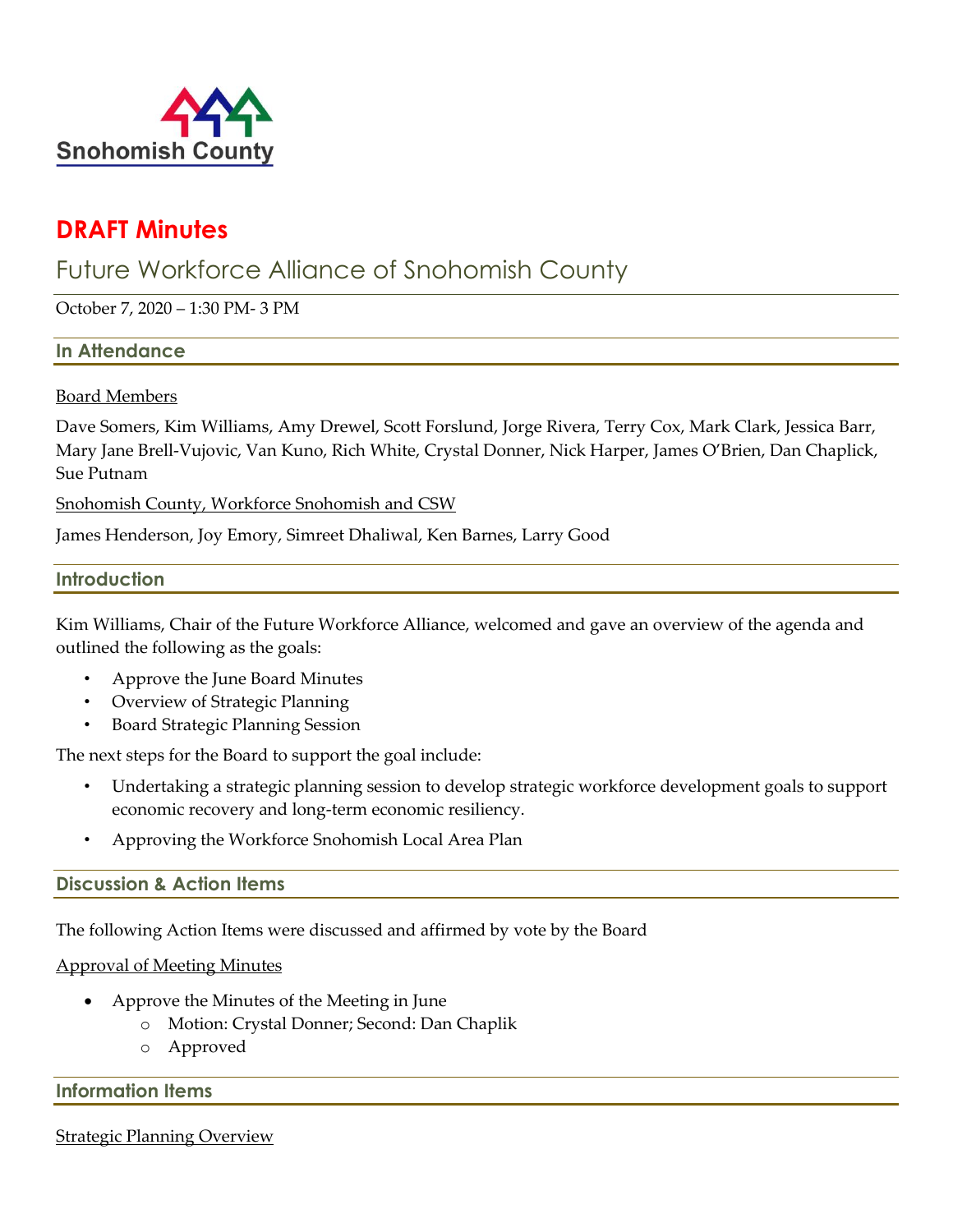Snohomish County

# DRAFT Minutes

## Future Workforce Alliance of Snohomish County

October 7, 2020 – 1:30 PM- 3 PM

### In Attendance

Board Members

Dave Somers, Kim Williams, Amy Drewel, Scott Forslund, Jorge Rivera, Terry Cox, Mark Clark, Jessica Barr, Mary Jane Brell-Vujovic, Van Kuno, Rich White, Crystal Donner, Nick Harper, James O'Brien, Dan Chaplick, Sue Putnam

Snohomish County, Workforce Snohomish and CSW

James Henderson, Joy Emory, Simreet Dhaliwal, Ken Barnes, Larry Good

### Introduction

Kim Williams, Chair of the Future Workforce Alliance, welcomed and gave an overview of the agenda and outlined the following as the goals:

- Approve the June Board Minutes
- Overview of Strategic Planning
- Board Strategic Planning Session

The next steps for the Board to support the goal include:

- Undertaking a strategic planning session to develop strategic workforce development goals to support economic recovery and long-term economic resiliency.
- Approving the Workforce Snohomish Local Area Plan

### Discussion & Action Items

The following Action Items were discussed and affirmed by vote by the Board

Approval of Meeting Minutes

- Approve the Minutes of the Meeting in June
  - Motion: Crystal Donner; Second: Dan Chaplik
  - Approved

### Information Items

Strategic Planning Overview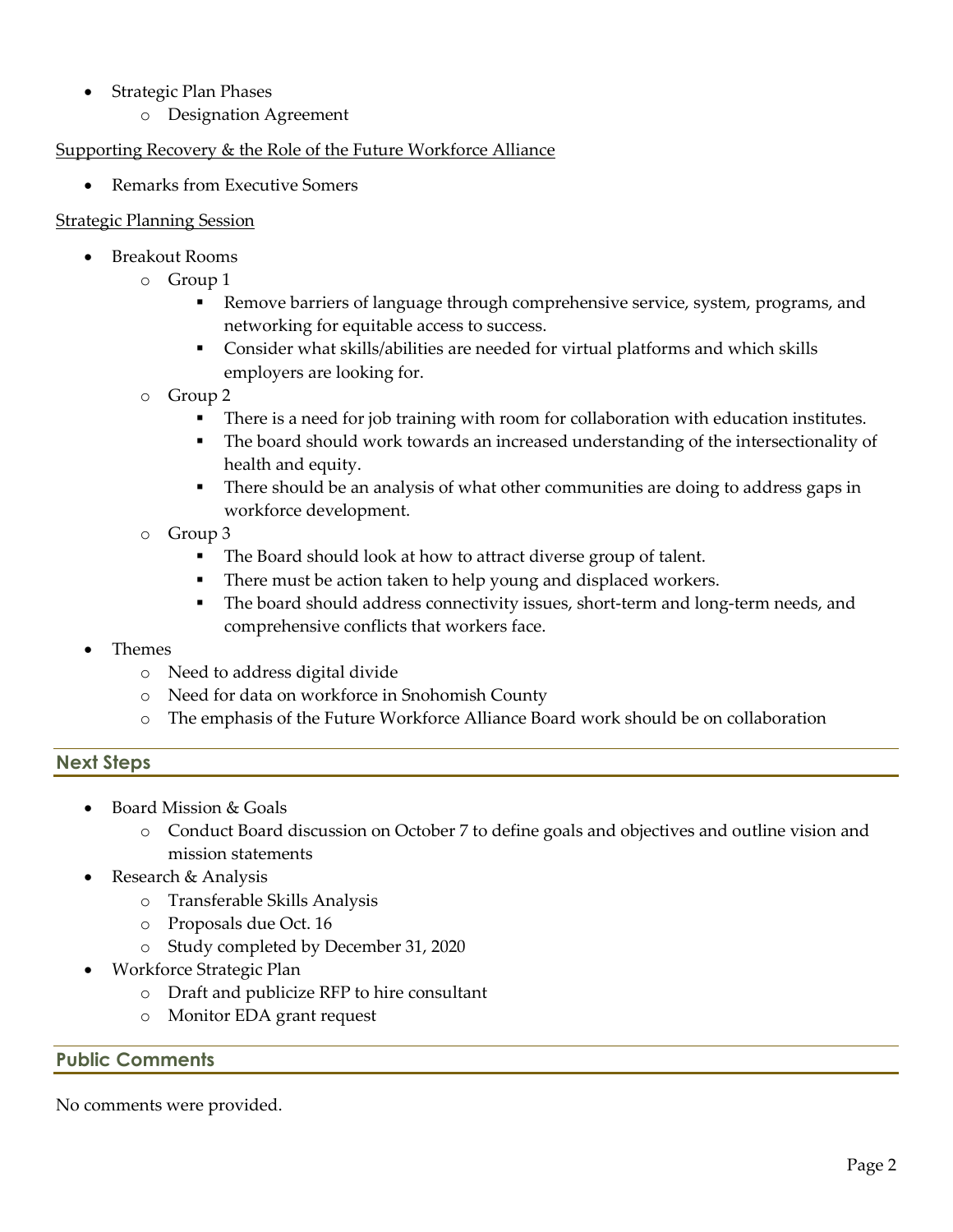- Strategic Plan Phases
    - Designation Agreement

<u>Supporting Recovery & the Role of the Future Workforce Alliance</u>

- Remarks from Executive Somers

<u>Strategic Planning Session</u>

- Breakout Rooms
    - Group 1
        - Remove barriers of language through comprehensive service, system, programs, and networking for equitable access to success.
        - Consider what skills/abilities are needed for virtual platforms and which skills employers are looking for.
    - Group 2
        - There is a need for job training with room for collaboration with education institutes.
        - The board should work towards an increased understanding of the intersectionality of health and equity.
        - There should be an analysis of what other communities are doing to address gaps in workforce development.
    - Group 3
        - The Board should look at how to attract diverse group of talent.
        - There must be action taken to help young and displaced workers.
        - The board should address connectivity issues, short-term and long-term needs, and comprehensive conflicts that workers face.
- Themes
    - Need to address digital divide
    - Need for data on workforce in Snohomish County
    - The emphasis of the Future Workforce Alliance Board work should be on collaboration

## Next Steps

- Board Mission & Goals
    - Conduct Board discussion on October 7 to define goals and objectives and outline vision and mission statements
- Research & Analysis
    - Transferable Skills Analysis
    - Proposals due Oct. 16
    - Study completed by December 31, 2020
- Workforce Strategic Plan
    - Draft and publicize RFP to hire consultant
    - Monitor EDA grant request

## Public Comments

No comments were provided.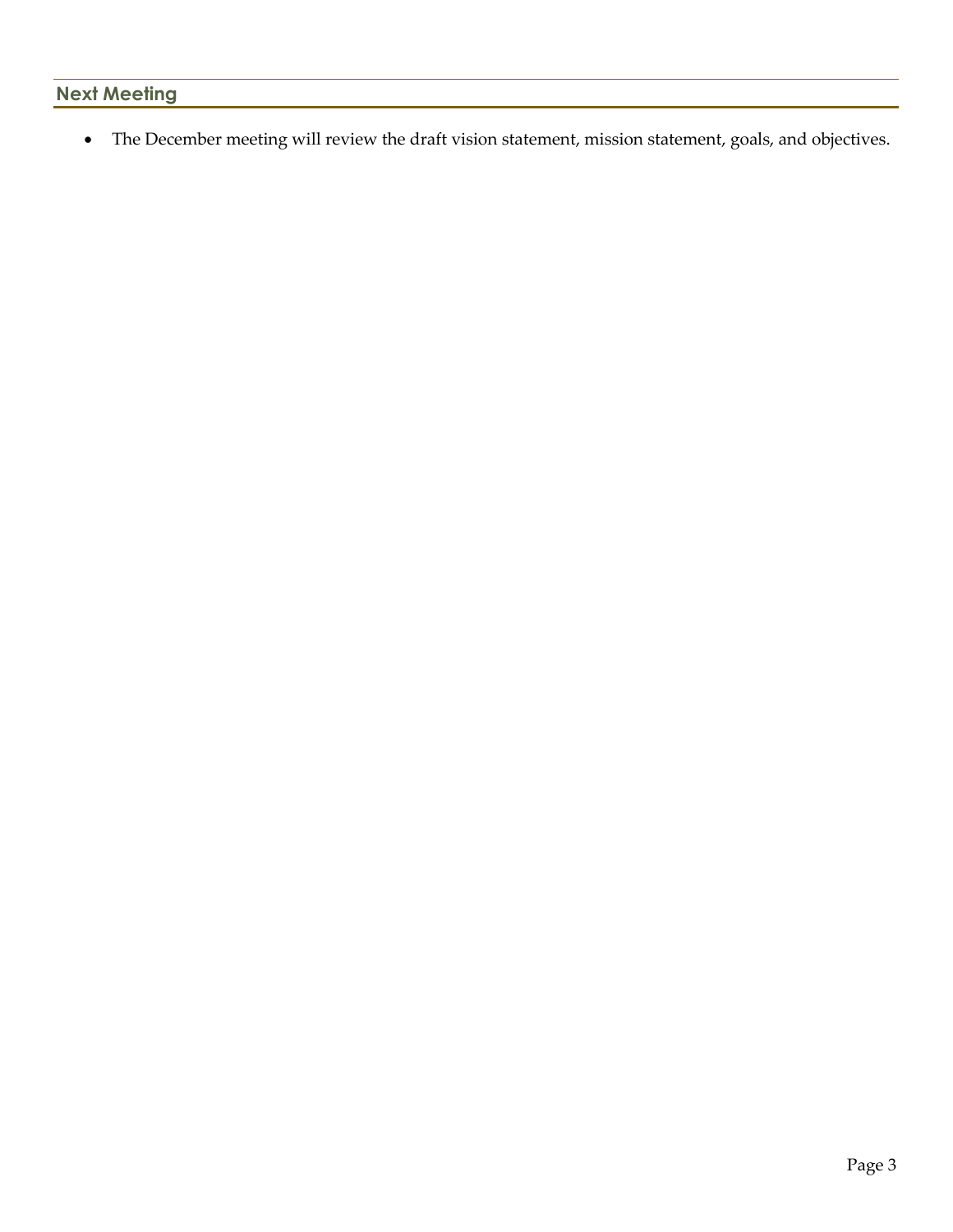## Next Meeting

- The December meeting will review the draft vision statement, mission statement, goals, and objectives.